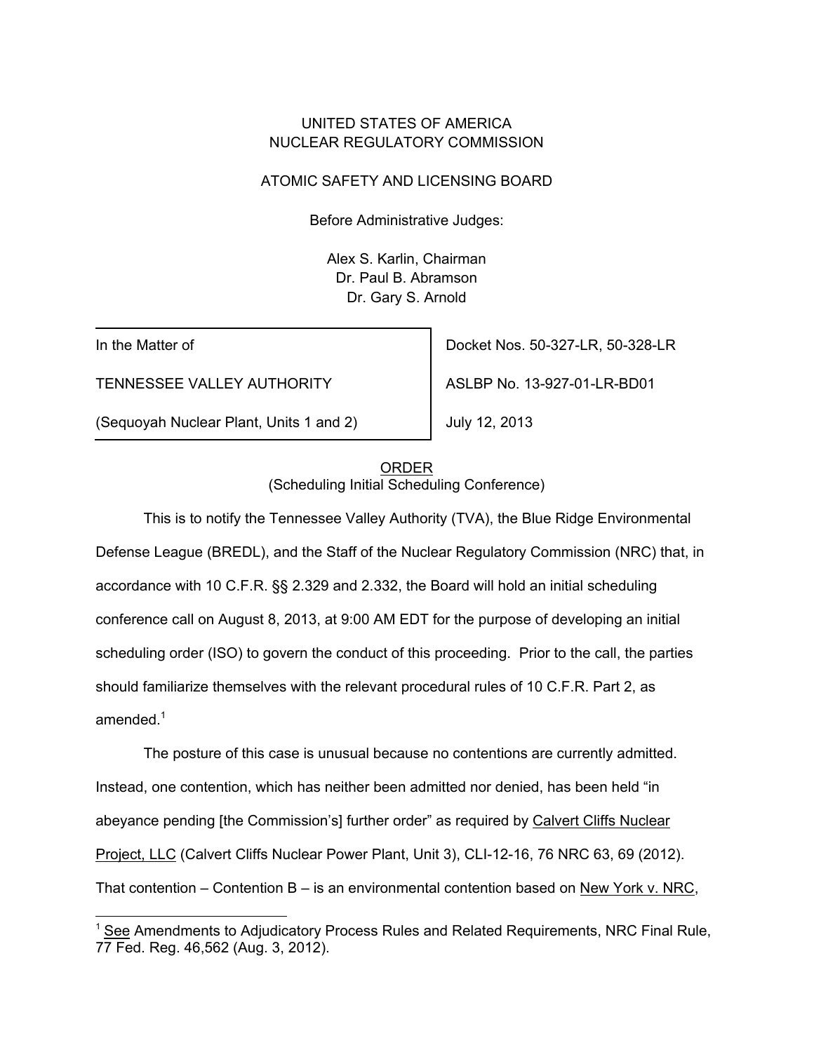UNITED STATES OF AMERICA
NUCLEAR REGULATORY COMMISSION

ATOMIC SAFETY AND LICENSING BOARD

Before Administrative Judges:

Alex S. Karlin, Chairman
Dr. Paul B. Abramson
Dr. Gary S. Arnold

| In the Matter of | Docket Nos. 50-327-LR, 50-328-LR |
|---|---|
| TENNESSEE VALLEY AUTHORITY | ASLBP No. 13-927-01-LR-BD01 |
| (Sequoyah Nuclear Plant, Units 1 and 2) | July 12, 2013 |

ORDER
(Scheduling Initial Scheduling Conference)

This is to notify the Tennessee Valley Authority (TVA), the Blue Ridge Environmental Defense League (BREDL), and the Staff of the Nuclear Regulatory Commission (NRC) that, in accordance with 10 C.F.R. §§ 2.329 and 2.332, the Board will hold an initial scheduling conference call on August 8, 2013, at 9:00 AM EDT for the purpose of developing an initial scheduling order (ISO) to govern the conduct of this proceeding. Prior to the call, the parties should familiarize themselves with the relevant procedural rules of 10 C.F.R. Part 2, as amended.[1]

The posture of this case is unusual because no contentions are currently admitted. Instead, one contention, which has neither been admitted nor denied, has been held "in abeyance pending [the Commission's] further order" as required by Calvert Cliffs Nuclear Project, LLC (Calvert Cliffs Nuclear Power Plant, Unit 3), CLI-12-16, 76 NRC 63, 69 (2012). That contention – Contention B – is an environmental contention based on New York v. NRC,

[1] See Amendments to Adjudicatory Process Rules and Related Requirements, NRC Final Rule, 77 Fed. Reg. 46,562 (Aug. 3, 2012).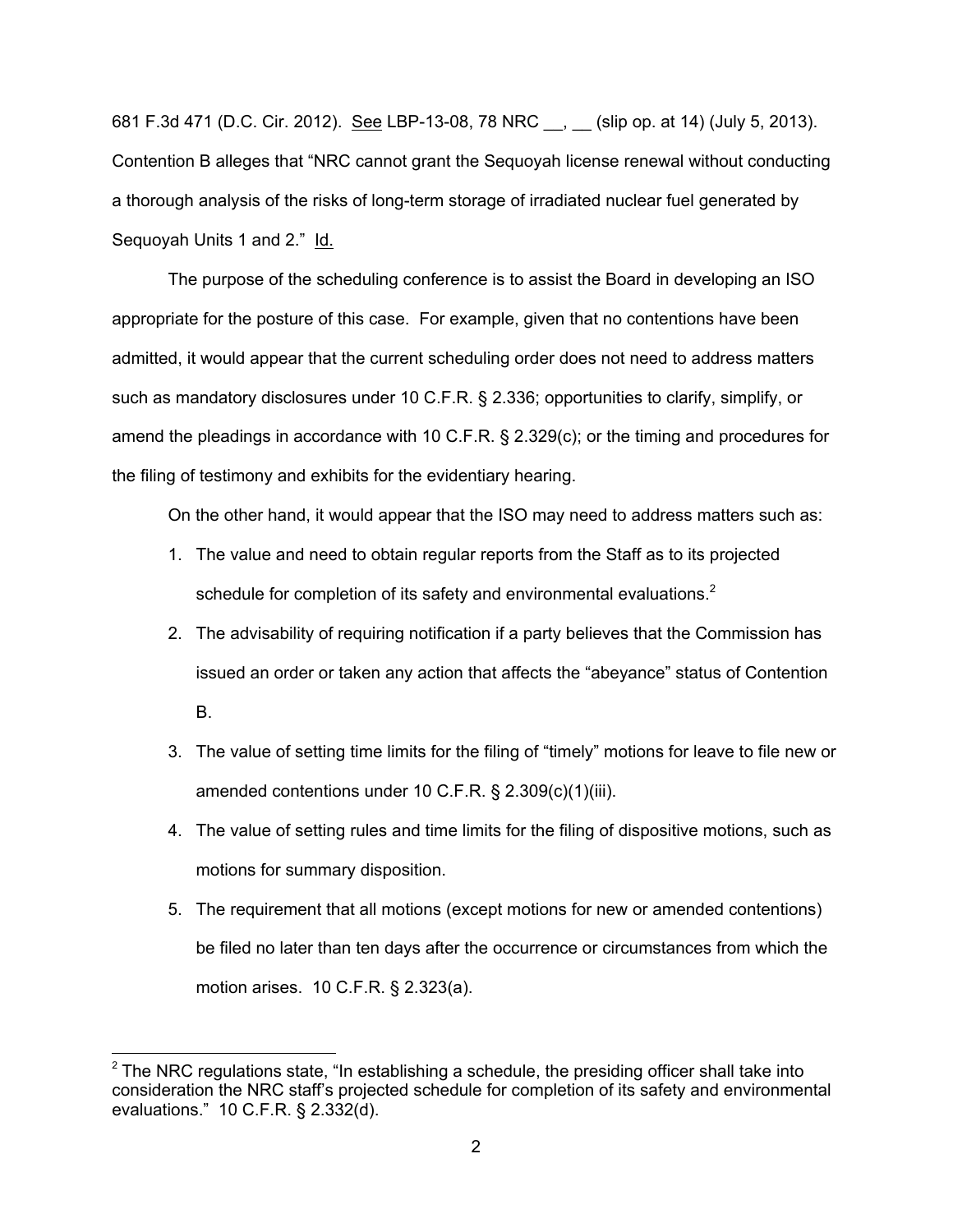681 F.3d 471 (D.C. Cir. 2012). See LBP-13-08, 78 NRC __, __ (slip op. at 14) (July 5, 2013). Contention B alleges that "NRC cannot grant the Sequoyah license renewal without conducting a thorough analysis of the risks of long-term storage of irradiated nuclear fuel generated by Sequoyah Units 1 and 2." Id.

The purpose of the scheduling conference is to assist the Board in developing an ISO appropriate for the posture of this case. For example, given that no contentions have been admitted, it would appear that the current scheduling order does not need to address matters such as mandatory disclosures under 10 C.F.R. § 2.336; opportunities to clarify, simplify, or amend the pleadings in accordance with 10 C.F.R. § 2.329(c); or the timing and procedures for the filing of testimony and exhibits for the evidentiary hearing.

On the other hand, it would appear that the ISO may need to address matters such as:

1. The value and need to obtain regular reports from the Staff as to its projected schedule for completion of its safety and environmental evaluations.[2]
2. The advisability of requiring notification if a party believes that the Commission has issued an order or taken any action that affects the "abeyance" status of Contention B.
3. The value of setting time limits for the filing of "timely" motions for leave to file new or amended contentions under 10 C.F.R. § 2.309(c)(1)(iii).
4. The value of setting rules and time limits for the filing of dispositive motions, such as motions for summary disposition.
5. The requirement that all motions (except motions for new or amended contentions) be filed no later than ten days after the occurrence or circumstances from which the motion arises. 10 C.F.R. § 2.323(a).

---

[2] The NRC regulations state, "In establishing a schedule, the presiding officer shall take into consideration the NRC staff's projected schedule for completion of its safety and environmental evaluations." 10 C.F.R. § 2.332(d).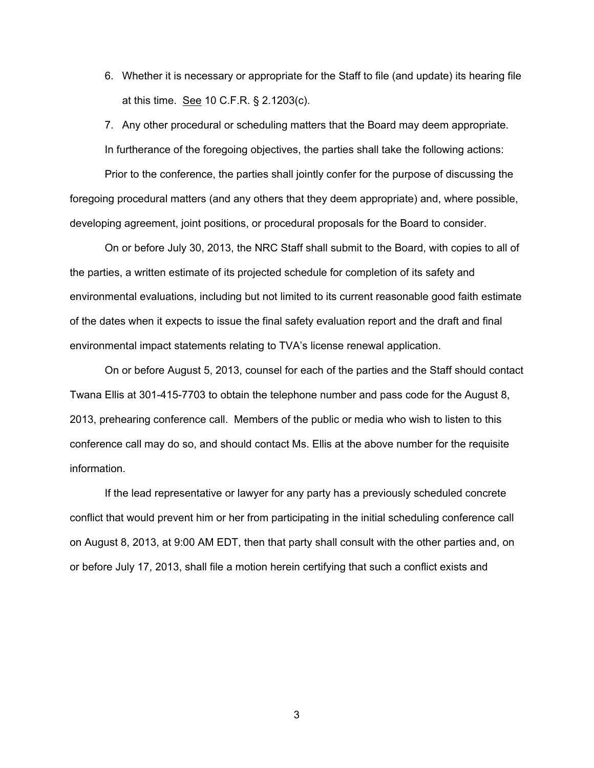6. Whether it is necessary or appropriate for the Staff to file (and update) its hearing file at this time. See 10 C.F.R. § 2.1203(c).
7. Any other procedural or scheduling matters that the Board may deem appropriate.

In furtherance of the foregoing objectives, the parties shall take the following actions:

Prior to the conference, the parties shall jointly confer for the purpose of discussing the foregoing procedural matters (and any others that they deem appropriate) and, where possible, developing agreement, joint positions, or procedural proposals for the Board to consider.

On or before July 30, 2013, the NRC Staff shall submit to the Board, with copies to all of the parties, a written estimate of its projected schedule for completion of its safety and environmental evaluations, including but not limited to its current reasonable good faith estimate of the dates when it expects to issue the final safety evaluation report and the draft and final environmental impact statements relating to TVA's license renewal application.

On or before August 5, 2013, counsel for each of the parties and the Staff should contact Twana Ellis at 301-415-7703 to obtain the telephone number and pass code for the August 8, 2013, prehearing conference call. Members of the public or media who wish to listen to this conference call may do so, and should contact Ms. Ellis at the above number for the requisite information.

If the lead representative or lawyer for any party has a previously scheduled concrete conflict that would prevent him or her from participating in the initial scheduling conference call on August 8, 2013, at 9:00 AM EDT, then that party shall consult with the other parties and, on or before July 17, 2013, shall file a motion herein certifying that such a conflict exists and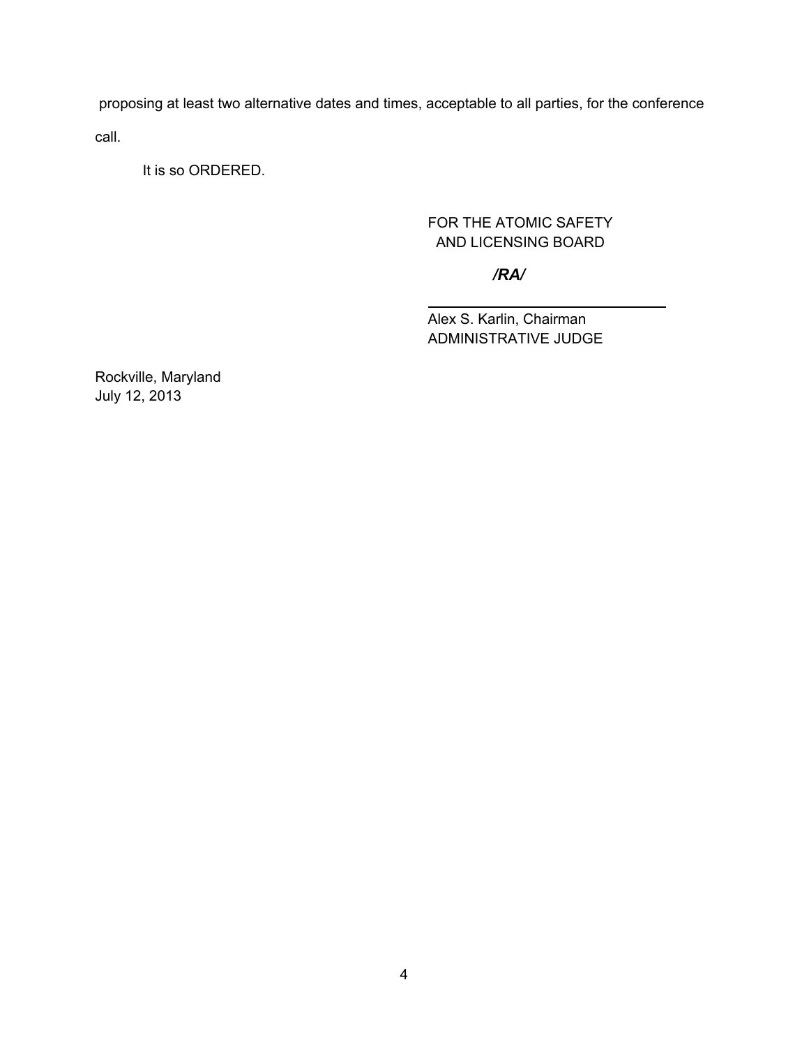proposing at least two alternative dates and times, acceptable to all parties, for the conference call.

It is so ORDERED.

FOR THE ATOMIC SAFETY
AND LICENSING BOARD

***/RA/***

Alex S. Karlin, Chairman
ADMINISTRATIVE JUDGE

Rockville, Maryland
July 12, 2013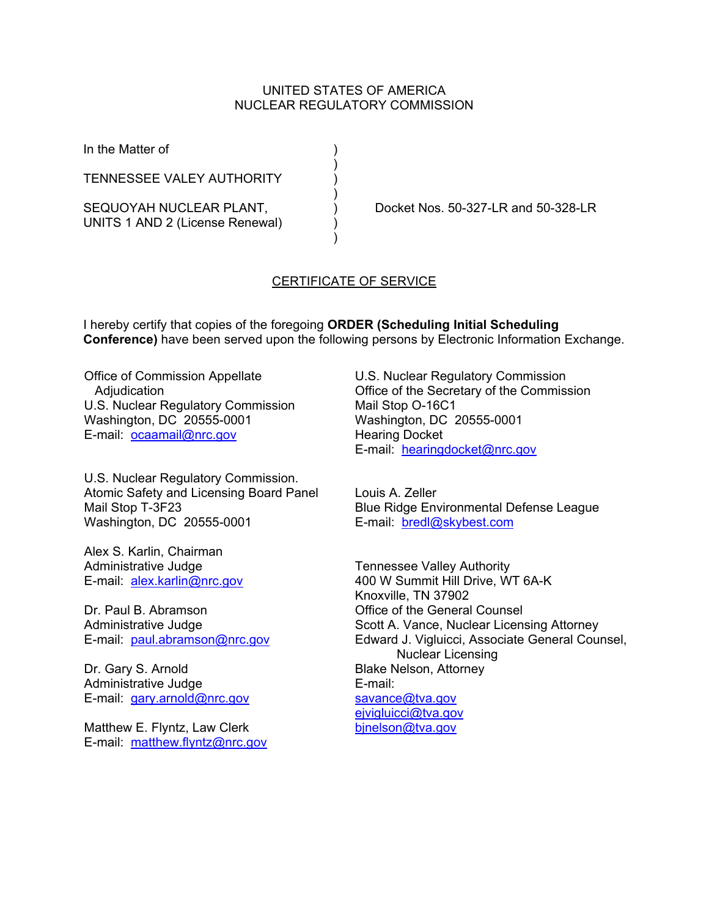UNITED STATES OF AMERICA
NUCLEAR REGULATORY COMMISSION

In the Matter of

TENNESSEE VALEY AUTHORITY

SEQUOYAH NUCLEAR PLANT,
UNITS 1 AND 2 (License Renewal)

Docket Nos. 50-327-LR and 50-328-LR

## CERTIFICATE OF SERVICE

I hereby certify that copies of the foregoing **ORDER (Scheduling Initial Scheduling Conference)** have been served upon the following persons by Electronic Information Exchange.

Office of Commission Appellate Adjudication
U.S. Nuclear Regulatory Commission
Washington, DC 20555-0001
E-mail: ocaamail@nrc.gov

U.S. Nuclear Regulatory Commission.
Atomic Safety and Licensing Board Panel
Mail Stop T-3F23
Washington, DC 20555-0001

Alex S. Karlin, Chairman
Administrative Judge
E-mail: alex.karlin@nrc.gov

Dr. Paul B. Abramson
Administrative Judge
E-mail: paul.abramson@nrc.gov

Dr. Gary S. Arnold
Administrative Judge
E-mail: gary.arnold@nrc.gov

Matthew E. Flyntz, Law Clerk
E-mail: matthew.flyntz@nrc.gov

U.S. Nuclear Regulatory Commission
Office of the Secretary of the Commission
Mail Stop O-16C1
Washington, DC 20555-0001
Hearing Docket
E-mail: hearingdocket@nrc.gov

Louis A. Zeller
Blue Ridge Environmental Defense League
E-mail: bredl@skybest.com

Tennessee Valley Authority
400 W Summit Hill Drive, WT 6A-K
Knoxville, TN 37902
Office of the General Counsel
Scott A. Vance, Nuclear Licensing Attorney
Edward J. Vigluicci, Associate General Counsel, Nuclear Licensing
Blake Nelson, Attorney
E-mail:
savance@tva.gov
ejvigluicci@tva.gov
bjnelson@tva.gov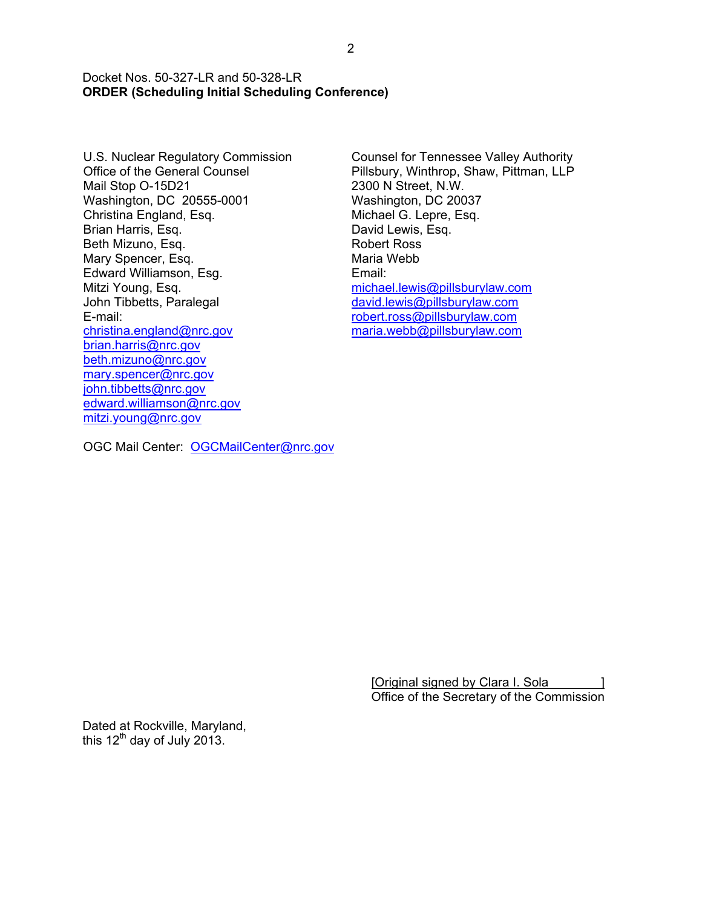Docket Nos. 50-327-LR and 50-328-LR
**ORDER (Scheduling Initial Scheduling Conference)**

U.S. Nuclear Regulatory Commission
Office of the General Counsel
Mail Stop O-15D21
Washington, DC 20555-0001
Christina England, Esq.
Brian Harris, Esq.
Beth Mizuno, Esq.
Mary Spencer, Esq.
Edward Williamson, Esg.
Mitzi Young, Esq.
John Tibbetts, Paralegal
E-mail:
christina.england@nrc.gov
brian.harris@nrc.gov
beth.mizuno@nrc.gov
mary.spencer@nrc.gov
john.tibbetts@nrc.gov
edward.williamson@nrc.gov
mitzi.young@nrc.gov

OGC Mail Center: OGCMailCenter@nrc.gov

Counsel for Tennessee Valley Authority
Pillsbury, Winthrop, Shaw, Pittman, LLP
2300 N Street, N.W.
Washington, DC 20037
Michael G. Lepre, Esq.
David Lewis, Esq.
Robert Ross
Maria Webb
Email:
michael.lewis@pillsburylaw.com
david.lewis@pillsburylaw.com
robert.ross@pillsburylaw.com
maria.webb@pillsburylaw.com

[Original signed by Clara I. Sola ]
Office of the Secretary of the Commission

Dated at Rockville, Maryland,
this 12th day of July 2013.